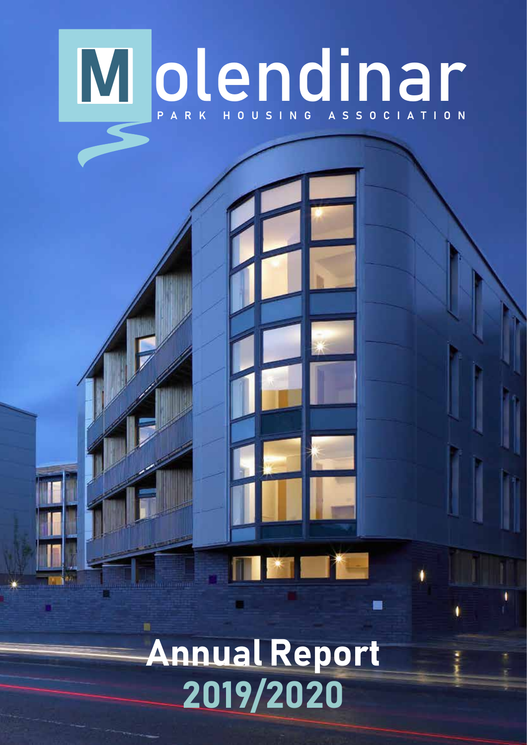# Molendinar

PARK HOUSING ASSOCIATION

# Annual Report 2019/2020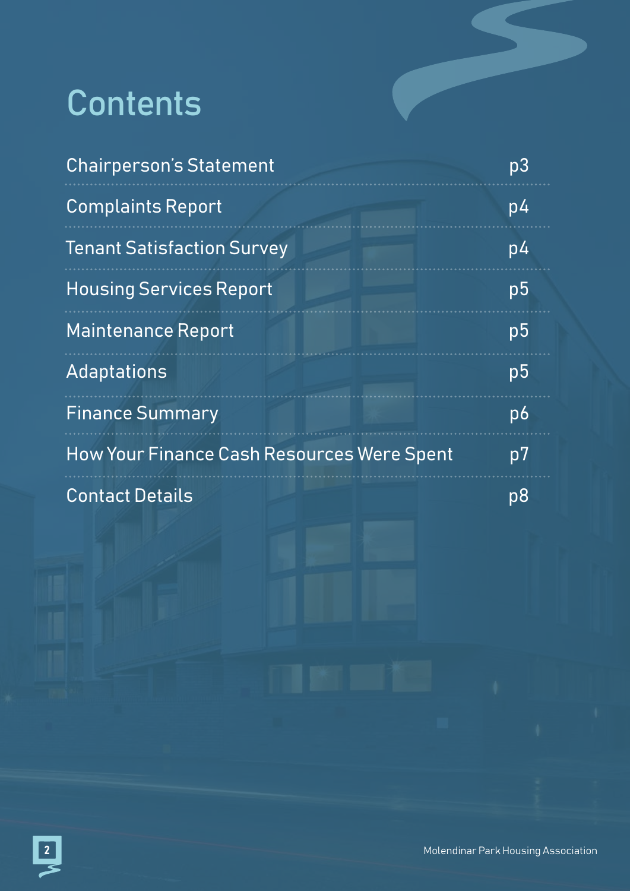# Contents

| | |
|---|---|
| Chairperson's Statement | p3 |
| Complaints Report | p4 |
| Tenant Satisfaction Survey | p4 |
| Housing Services Report | p5 |
| Maintenance Report | p5 |
| Adaptations | p5 |
| Finance Summary | p6 |
| How Your Finance Cash Resources Were Spent | p7 |
| Contact Details | p8 |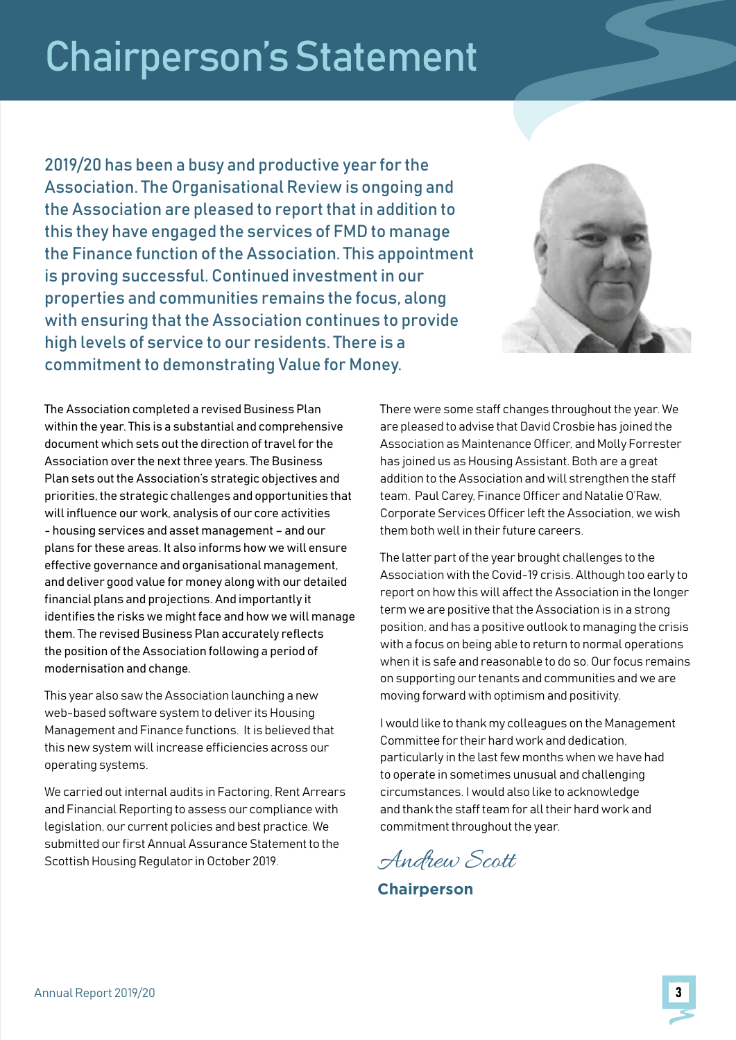# Chairperson's Statement

**2019/20 has been a busy and productive year for the Association. The Organisational Review is ongoing and the Association are pleased to report that in addition to this they have engaged the services of FMD to manage the Finance function of the Association. This appointment is proving successful. Continued investment in our properties and communities remains the focus, along with ensuring that the Association continues to provide high levels of service to our residents. There is a commitment to demonstrating Value for Money.**

The Association completed a revised Business Plan within the year. This is a substantial and comprehensive document which sets out the direction of travel for the Association over the next three years. The Business Plan sets out the Association's strategic objectives and priorities, the strategic challenges and opportunities that will influence our work, analysis of our core activities - housing services and asset management – and our plans for these areas. It also informs how we will ensure effective governance and organisational management, and deliver good value for money along with our detailed financial plans and projections. And importantly it identifies the risks we might face and how we will manage them. The revised Business Plan accurately reflects the position of the Association following a period of modernisation and change.

This year also saw the Association launching a new web-based software system to deliver its Housing Management and Finance functions. It is believed that this new system will increase efficiencies across our operating systems.

We carried out internal audits in Factoring, Rent Arrears and Financial Reporting to assess our compliance with legislation, our current policies and best practice. We submitted our first Annual Assurance Statement to the Scottish Housing Regulator in October 2019.

There were some staff changes throughout the year. We are pleased to advise that David Crosbie has joined the Association as Maintenance Officer, and Molly Forrester has joined us as Housing Assistant. Both are a great addition to the Association and will strengthen the staff team. Paul Carey, Finance Officer and Natalie O'Raw, Corporate Services Officer left the Association, we wish them both well in their future careers.

The latter part of the year brought challenges to the Association with the Covid-19 crisis. Although too early to report on how this will affect the Association in the longer term we are positive that the Association is in a strong position, and has a positive outlook to managing the crisis with a focus on being able to return to normal operations when it is safe and reasonable to do so. Our focus remains on supporting our tenants and communities and we are moving forward with optimism and positivity.

I would like to thank my colleagues on the Management Committee for their hard work and dedication, particularly in the last few months when we have had to operate in sometimes unusual and challenging circumstances. I would also like to acknowledge and thank the staff team for all their hard work and commitment throughout the year.

*Andrew Scott*

**Chairperson**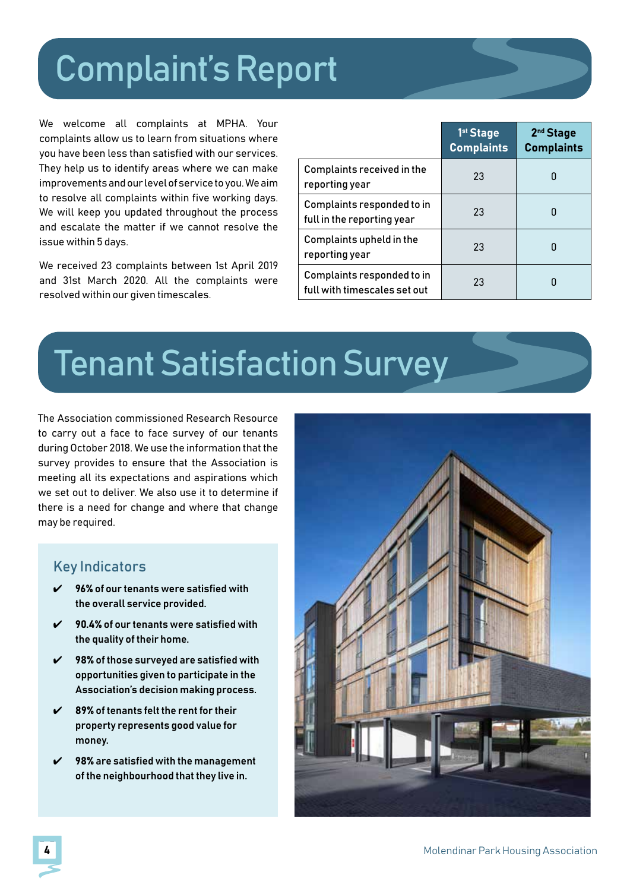# Complaint's Report

We welcome all complaints at MPHA. Your complaints allow us to learn from situations where you have been less than satisfied with our services. They help us to identify areas where we can make improvements and our level of service to you. We aim to resolve all complaints within five working days. We will keep you updated throughout the process and escalate the matter if we cannot resolve the issue within 5 days.

We received 23 complaints between 1st April 2019 and 31st March 2020. All the complaints were resolved within our given timescales.

| | 1st Stage Complaints | 2nd Stage Complaints |
|---|---|---|
| Complaints received in the reporting year | 23 | 0 |
| Complaints responded to in full in the reporting year | 23 | 0 |
| Complaints upheld in the reporting year | 23 | 0 |
| Complaints responded to in full with timescales set out | 23 | 0 |

# Tenant Satisfaction Survey

The Association commissioned Research Resource to carry out a face to face survey of our tenants during October 2018. We use the information that the survey provides to ensure that the Association is meeting all its expectations and aspirations which we set out to deliver. We also use it to determine if there is a need for change and where that change may be required.

## Key Indicators

- ✔ **96% of our tenants were satisfied with the overall service provided.**
- ✔ **90.4% of our tenants were satisfied with the quality of their home.**
- ✔ **98% of those surveyed are satisfied with opportunities given to participate in the Association's decision making process.**
- ✔ **89% of tenants felt the rent for their property represents good value for money.**
- ✔ **98% are satisfied with the management of the neighbourhood that they live in.**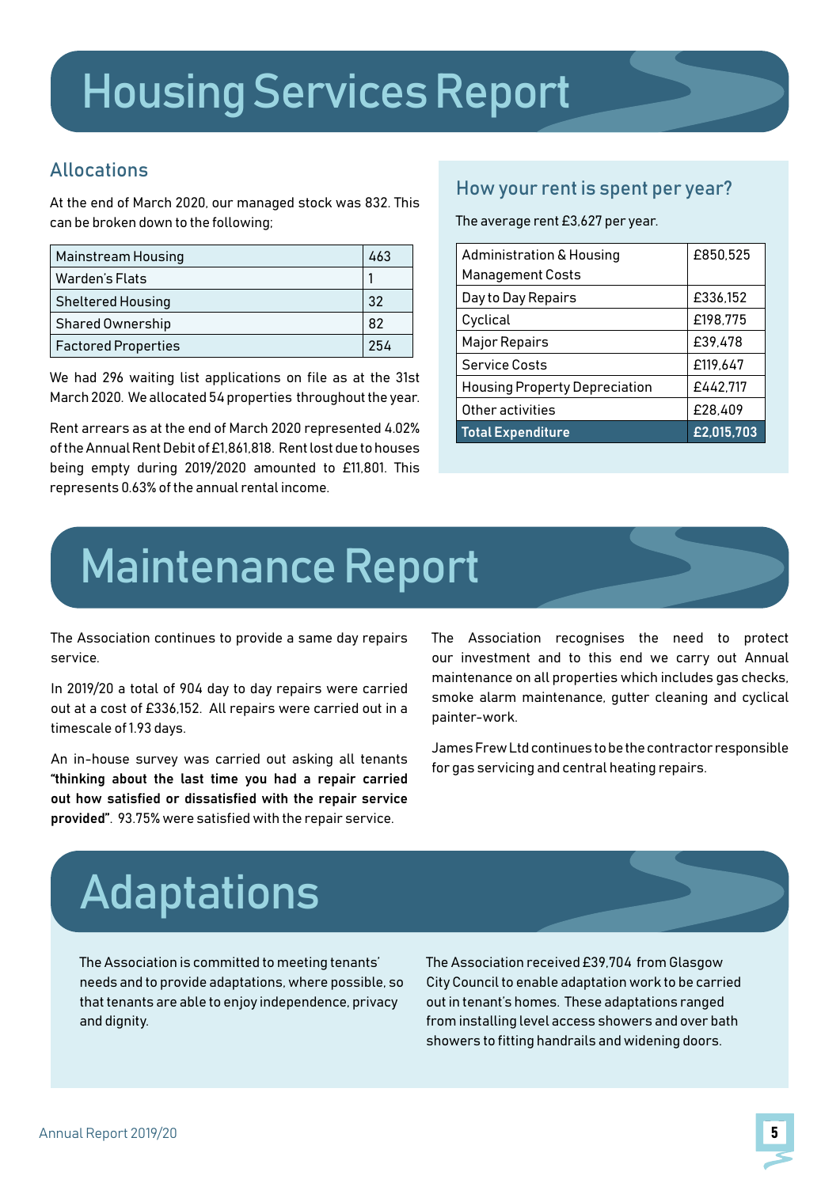# Housing Services Report

## Allocations

At the end of March 2020, our managed stock was 832. This can be broken down to the following;

| Mainstream Housing | 463 |
|---|---|
| Warden's Flats | 1 |
| Sheltered Housing | 32 |
| Shared Ownership | 82 |
| Factored Properties | 254 |

We had 296 waiting list applications on file as at the 31st March 2020. We allocated 54 properties throughout the year.

Rent arrears as at the end of March 2020 represented 4.02% of the Annual Rent Debit of £1,861,818. Rent lost due to houses being empty during 2019/2020 amounted to £11,801. This represents 0.63% of the annual rental income.

## How your rent is spent per year?

The average rent £3,627 per year.

| Administration & Housing Management Costs | £850,525 |
|---|---|
| Day to Day Repairs | £336,152 |
| Cyclical | £198,775 |
| Major Repairs | £39,478 |
| Service Costs | £119,647 |
| Housing Property Depreciation | £442,717 |
| Other activities | £28,409 |
| **Total Expenditure** | **£2,015,703** |

# Maintenance Report

The Association continues to provide a same day repairs service.

In 2019/20 a total of 904 day to day repairs were carried out at a cost of £336,152. All repairs were carried out in a timescale of 1.93 days.

An in-house survey was carried out asking all tenants **"thinking about the last time you had a repair carried out how satisfied or dissatisfied with the repair service provided"**. 93.75% were satisfied with the repair service.

The Association recognises the need to protect our investment and to this end we carry out Annual maintenance on all properties which includes gas checks, smoke alarm maintenance, gutter cleaning and cyclical painter-work.

James Frew Ltd continues to be the contractor responsible for gas servicing and central heating repairs.

# Adaptations

The Association is committed to meeting tenants' needs and to provide adaptations, where possible, so that tenants are able to enjoy independence, privacy and dignity.

The Association received £39,704 from Glasgow City Council to enable adaptation work to be carried out in tenant's homes. These adaptations ranged from installing level access showers and over bath showers to fitting handrails and widening doors.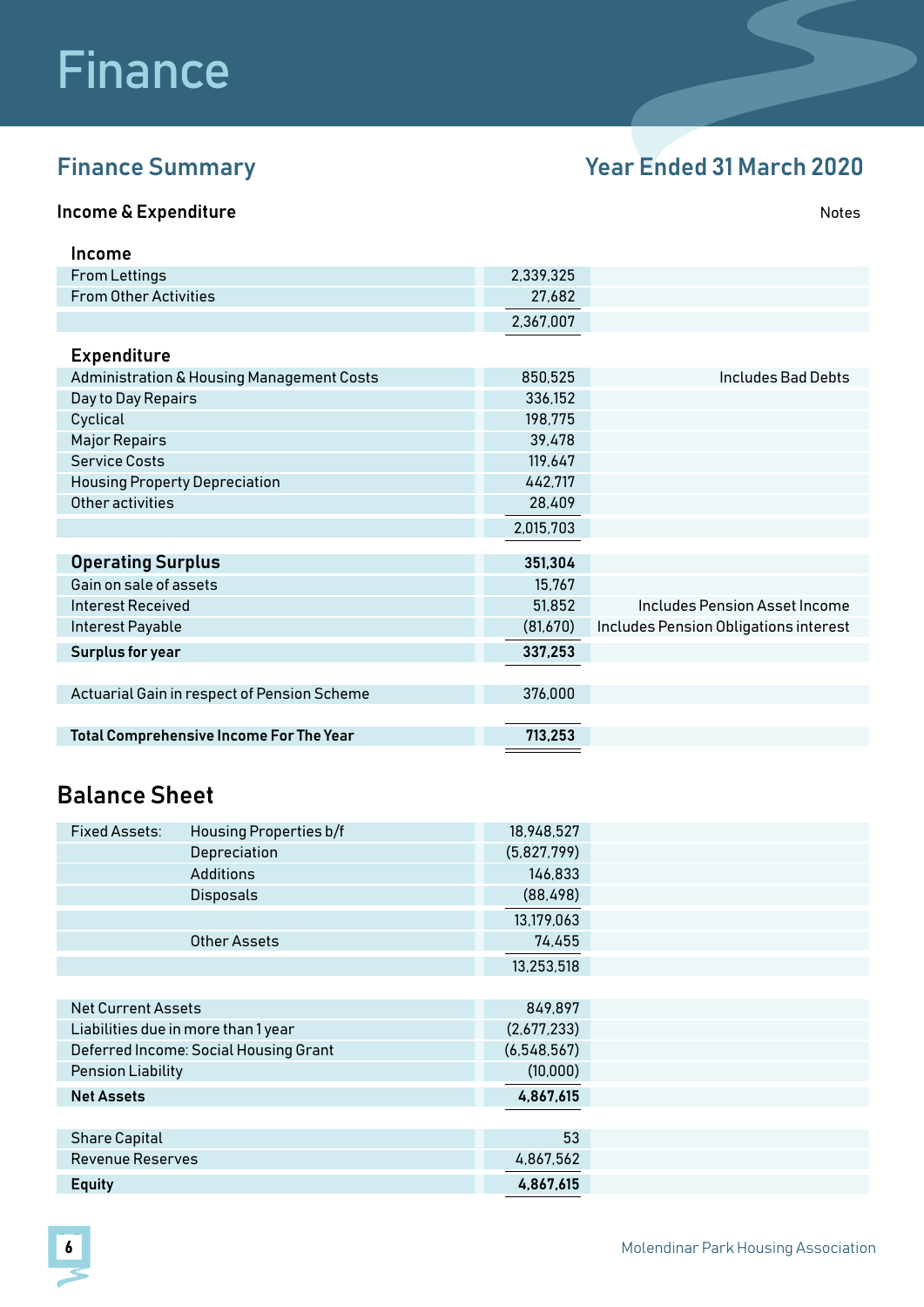# Finance

## Finance Summary

## Year Ended 31 March 2020

### Income & Expenditure

| | | Notes |
|---|---|---|
| **Income** | | |
| From Lettings | 2,339,325 | |
| From Other Activities | 27,682 | |
| | 2,367,007 | |
| **Expenditure** | | |
| Administration & Housing Management Costs | 850,525 | Includes Bad Debts |
| Day to Day Repairs | 336,152 | |
| Cyclical | 198,775 | |
| Major Repairs | 39,478 | |
| Service Costs | 119,647 | |
| Housing Property Depreciation | 442,717 | |
| Other activities | 28,409 | |
| | 2,015,703 | |
| **Operating Surplus** | **351,304** | |
| Gain on sale of assets | 15,767 | |
| Interest Received | 51,852 | Includes Pension Asset Income |
| Interest Payable | (81,670) | Includes Pension Obligations interest |
| **Surplus for year** | **337,253** | |
| Actuarial Gain in respect of Pension Scheme | 376,000 | |
| **Total Comprehensive Income For The Year** | **713,253** | |

## Balance Sheet

| | | |
|---|---|---|
| Fixed Assets: | Housing Properties b/f | 18,948,527 |
| | Depreciation | (5,827,799) |
| | Additions | 146,833 |
| | Disposals | (88,498) |
| | | 13,179,063 |
| | Other Assets | 74,455 |
| | | 13,253,518 |
| Net Current Assets | | 849,897 |
| Liabilities due in more than 1 year | | (2,677,233) |
| Deferred Income: Social Housing Grant | | (6,548,567) |
| Pension Liability | | (10,000) |
| **Net Assets** | | **4,867,615** |
| Share Capital | | 53 |
| Revenue Reserves | | 4,867,562 |
| **Equity** | | **4,867,615** |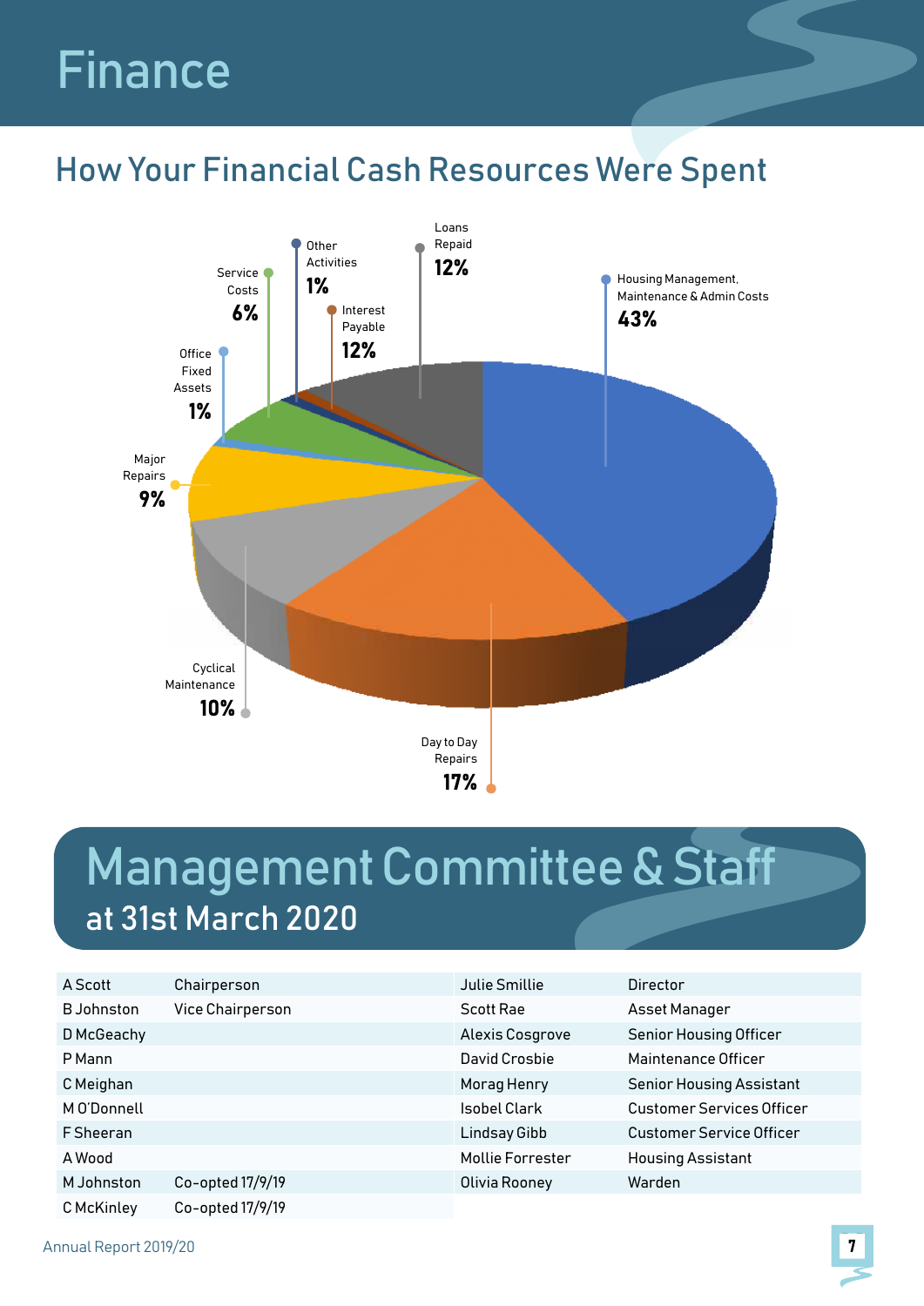# Finance

## How Your Financial Cash Resources Were Spent

| Category | % |
|---|---|
| Housing Management, Maintenance & Admin Costs | 43% |
| Day to Day Repairs | 17% |
| Cyclical Maintenance | 10% |
| Major Repairs | 9% |
| Office Fixed Assets | 1% |
| Service Costs | 6% |
| Other Activities | 1% |
| Interest Payable | 12% |
| Loans Repaid | 12% |

# Management Committee & Staff

## at 31st March 2020

| | | | |
|---|---|---|---|
| A Scott | Chairperson | Julie Smillie | Director |
| B Johnston | Vice Chairperson | Scott Rae | Asset Manager |
| D McGeachy | | Alexis Cosgrove | Senior Housing Officer |
| P Mann | | David Crosbie | Maintenance Officer |
| C Meighan | | Morag Henry | Senior Housing Assistant |
| M O'Donnell | | Isobel Clark | Customer Services Officer |
| F Sheeran | | Lindsay Gibb | Customer Service Officer |
| A Wood | | Mollie Forrester | Housing Assistant |
| M Johnston | Co-opted 17/9/19 | Olivia Rooney | Warden |
| C McKinley | Co-opted 17/9/19 | | |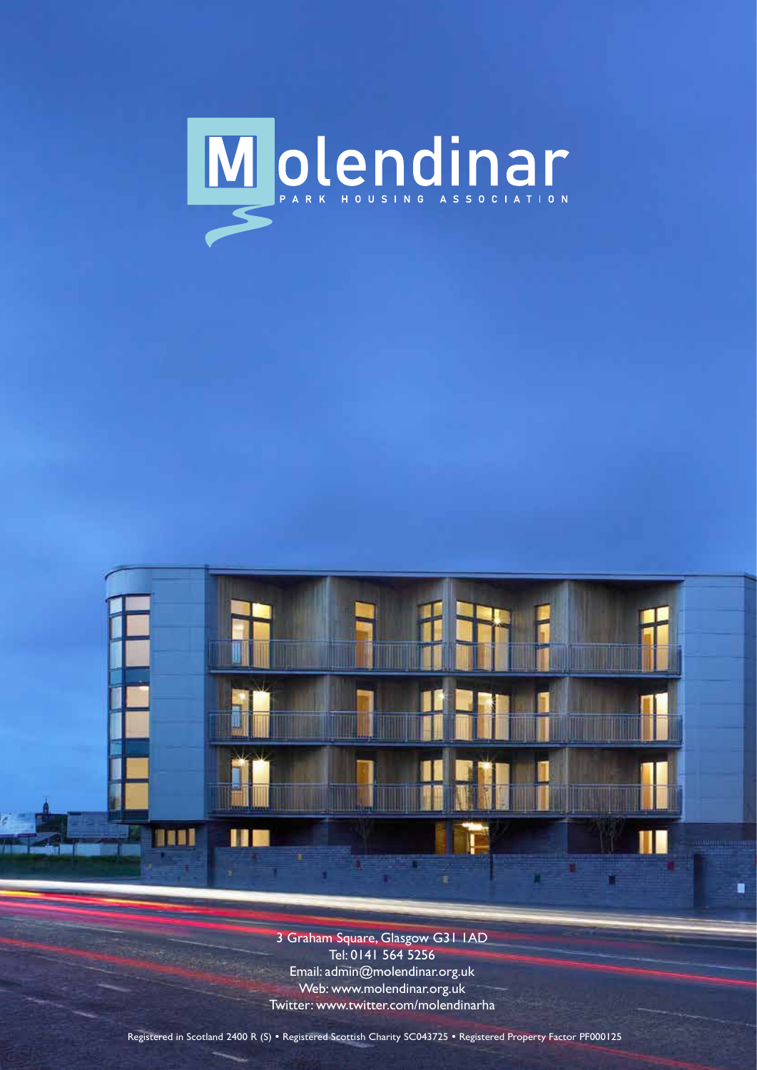# Molendinar

PARK HOUSING ASSOCIATION

3 Graham Square, Glasgow G31 1AD
Tel: 0141 564 5256
Email: admin@molendinar.org.uk
Web: www.molendinar.org.uk
Twitter: www.twitter.com/molendinarha

Registered in Scotland 2400 R (S) • Registered Scottish Charity SC043725 • Registered Property Factor PF000125